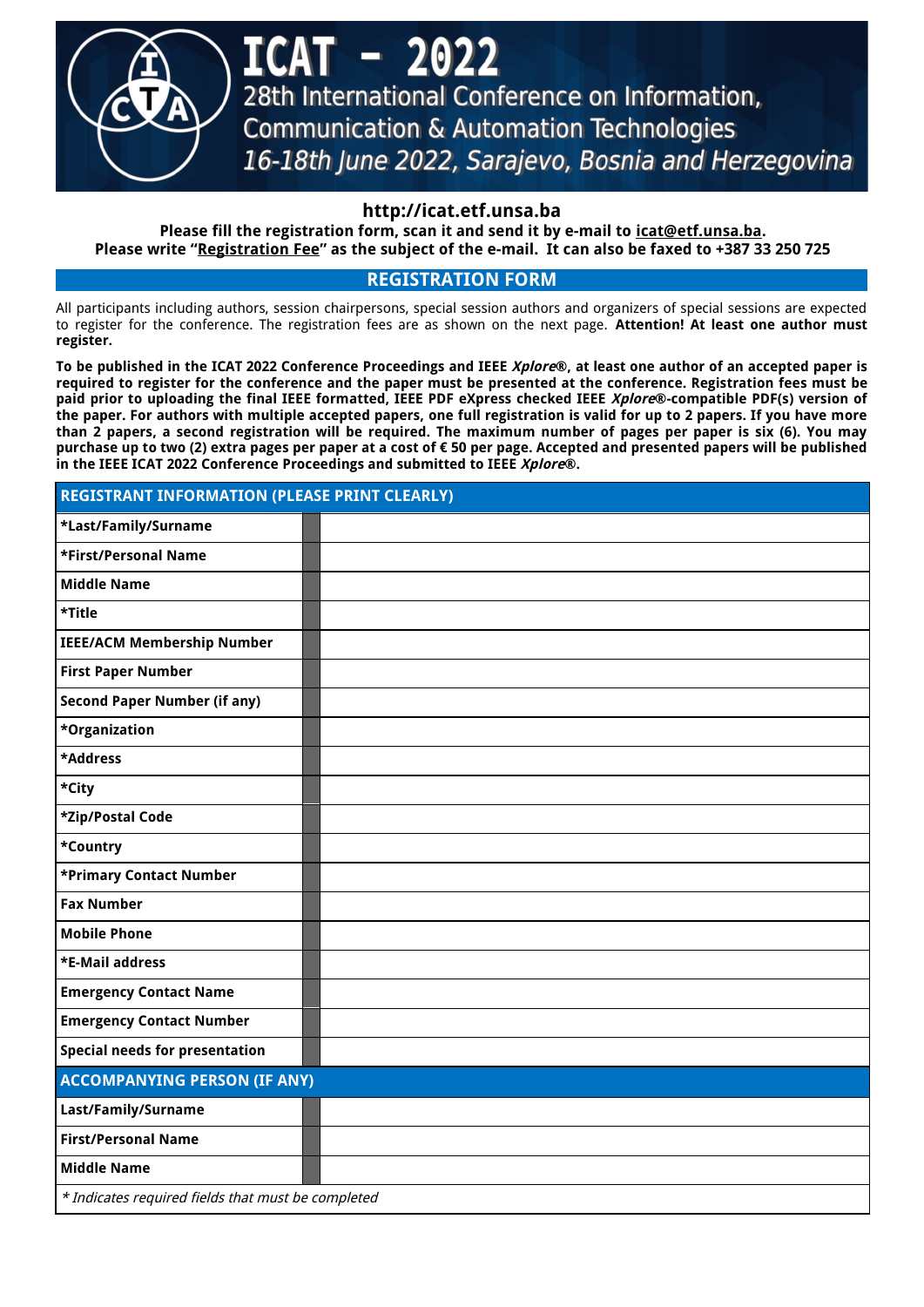# ICAT - 2022

## 28th International Conference on Information, Communication & Automation Technologies

*16-18th June 2022, Sarajevo, Bosnia and Herzegovina*

**http://icat.etf.unsa.ba**

**Please fill the registration form, scan it and send it by e-mail to icat@etf.unsa.ba.**
**Please write "Registration Fee" as the subject of the e-mail. It can also be faxed to +387 33 250 725**

## REGISTRATION FORM

All participants including authors, session chairpersons, special session authors and organizers of special sessions are expected to register for the conference. The registration fees are as shown on the next page. **Attention! At least one author must register.**

**To be published in the ICAT 2022 Conference Proceedings and IEEE *Xplore*®, at least one author of an accepted paper is required to register for the conference and the paper must be presented at the conference. Registration fees must be paid prior to uploading the final IEEE formatted, IEEE PDF eXpress checked IEEE *Xplore*®-compatible PDF(s) version of the paper. For authors with multiple accepted papers, one full registration is valid for up to 2 papers. If you have more than 2 papers, a second registration will be required. The maximum number of pages per paper is six (6). You may purchase up to two (2) extra pages per paper at a cost of € 50 per page. Accepted and presented papers will be published in the IEEE ICAT 2022 Conference Proceedings and submitted to IEEE *Xplore*®.**

| REGISTRANT INFORMATION (PLEASE PRINT CLEARLY) | |
|---|---|
| *Last/Family/Surname | |
| *First/Personal Name | |
| Middle Name | |
| *Title | |
| IEEE/ACM Membership Number | |
| First Paper Number | |
| Second Paper Number (if any) | |
| *Organization | |
| *Address | |
| *City | |
| *Zip/Postal Code | |
| *Country | |
| *Primary Contact Number | |
| Fax Number | |
| Mobile Phone | |
| *E-Mail address | |
| Emergency Contact Name | |
| Emergency Contact Number | |
| Special needs for presentation | |
| **ACCOMPANYING PERSON (IF ANY)** | |
| Last/Family/Surname | |
| First/Personal Name | |
| Middle Name | |

*\* Indicates required fields that must be completed*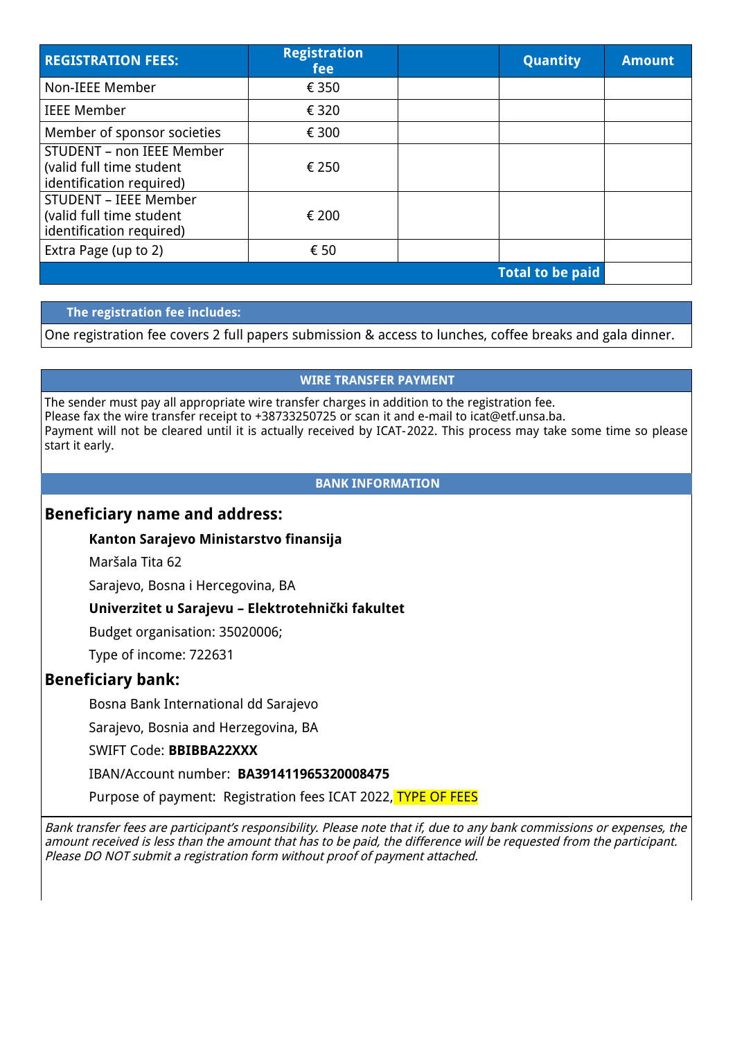| REGISTRATION FEES: | Registration fee | | Quantity | Amount |
|---|---|---|---|---|
| Non-IEEE Member | € 350 | | | |
| IEEE Member | € 320 | | | |
| Member of sponsor societies | € 300 | | | |
| STUDENT – non IEEE Member (valid full time student identification required) | € 250 | | | |
| STUDENT – IEEE Member (valid full time student identification required) | € 200 | | | |
| Extra Page (up to 2) | € 50 | | | |
| | | | **Total to be paid** | |

| **The registration fee includes:** |
|---|
| One registration fee covers 2 full papers submission & access to lunches, coffee breaks and gala dinner. |

**WIRE TRANSFER PAYMENT**

The sender must pay all appropriate wire transfer charges in addition to the registration fee.
Please fax the wire transfer receipt to +38733250725 or scan it and e-mail to icat@etf.unsa.ba.
Payment will not be cleared until it is actually received by ICAT-2022. This process may take some time so please start it early.

**BANK INFORMATION**

## Beneficiary name and address:

**Kanton Sarajevo Ministarstvo finansija**

Maršala Tita 62

Sarajevo, Bosna i Hercegovina, BA

**Univerzitet u Sarajevu – Elektrotehnički fakultet**

Budget organisation: 35020006;

Type of income: 722631

## Beneficiary bank:

Bosna Bank International dd Sarajevo

Sarajevo, Bosnia and Herzegovina, BA

SWIFT Code: **BBIBBA22XXX**

IBAN/Account number: **BA391411965320008475**

Purpose of payment: Registration fees ICAT 2022, TYPE OF FEES

*Bank transfer fees are participant's responsibility. Please note that if, due to any bank commissions or expenses, the amount received is less than the amount that has to be paid, the difference will be requested from the participant. Please DO NOT submit a registration form without proof of payment attached.*